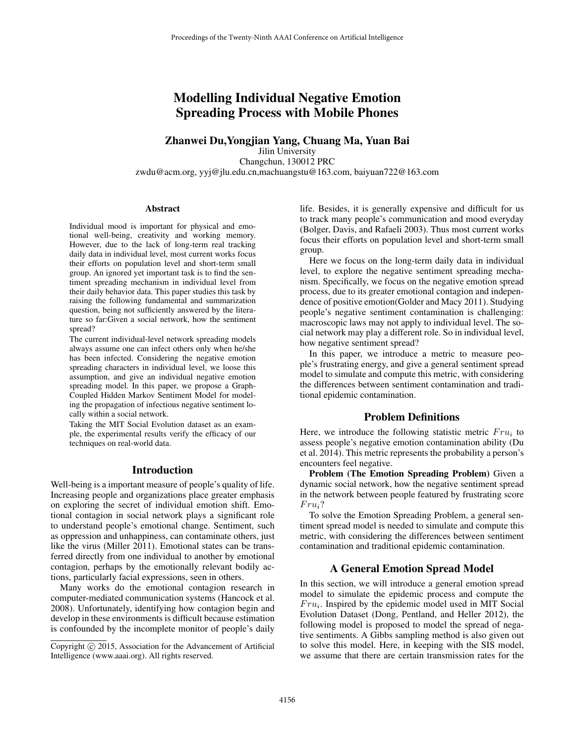# Modelling Individual Negative Emotion Spreading Process with Mobile Phones

**Zhanwei Du,Yongjian Yang, Chuang Ma, Yuan Bai**
Jilin University
Changchun, 130012 PRC
zwdu@acm.org, yyj@jlu.edu.cn,machuangstu@163.com, baiyuan722@163.com

## Abstract

Individual mood is important for physical and emotional well-being, creativity and working memory. However, due to the lack of long-term real tracking daily data in individual level, most current works focus their efforts on population level and short-term small group. An ignored yet important task is to find the sentiment spreading mechanism in individual level from their daily behavior data. This paper studies this task by raising the following fundamental and summarization question, being not sufficiently answered by the literature so far:Given a social network, how the sentiment spread?

The current individual-level network spreading models always assume one can infect others only when he/she has been infected. Considering the negative emotion spreading characters in individual level, we loose this assumption, and give an individual negative emotion spreading model. In this paper, we propose a Graph-Coupled Hidden Markov Sentiment Model for modeling the propagation of infectious negative sentiment locally within a social network.

Taking the MIT Social Evolution dataset as an example, the experimental results verify the efficacy of our techniques on real-world data.

## Introduction

Well-being is a important measure of people's quality of life. Increasing people and organizations place greater emphasis on exploring the secret of individual emotion shift. Emotional contagion in social network plays a significant role to understand people's emotional change. Sentiment, such as oppression and unhappiness, can contaminate others, just like the virus (Miller 2011). Emotional states can be transferred directly from one individual to another by emotional contagion, perhaps by the emotionally relevant bodily actions, particularly facial expressions, seen in others.

Many works do the emotional contagion research in computer-mediated communication systems (Hancock et al. 2008). Unfortunately, identifying how contagion begin and develop in these environments is difficult because estimation is confounded by the incomplete monitor of people's daily life. Besides, it is generally expensive and difficult for us to track many people's communication and mood everyday (Bolger, Davis, and Rafaeli 2003). Thus most current works focus their efforts on population level and short-term small group.

Here we focus on the long-term daily data in individual level, to explore the negative sentiment spreading mechanism. Specifically, we focus on the negative emotion spread process, due to its greater emotional contagion and independence of positive emotion(Golder and Macy 2011). Studying people's negative sentiment contamination is challenging: macroscopic laws may not apply to individual level. The social network may play a different role. So in individual level, how negative sentiment spread?

In this paper, we introduce a metric to measure people's frustrating energy, and give a general sentiment spread model to simulate and compute this metric, with considering the differences between sentiment contamination and traditional epidemic contamination.

## Problem Definitions

Here, we introduce the following statistic metric $Fru_i$ to assess people's negative emotion contamination ability (Du et al. 2014). This metric represents the probability a person's encounters feel negative.

**Problem (The Emotion Spreading Problem)** Given a dynamic social network, how the negative sentiment spread in the network between people featured by frustrating score $Fru_i$?

To solve the Emotion Spreading Problem, a general sentiment spread model is needed to simulate and compute this metric, with considering the differences between sentiment contamination and traditional epidemic contamination.

## A General Emotion Spread Model

In this section, we will introduce a general emotion spread model to simulate the epidemic process and compute the $Fru_i$. Inspired by the epidemic model used in MIT Social Evolution Dataset (Dong, Pentland, and Heller 2012), the following model is proposed to model the spread of negative sentiments. A Gibbs sampling method is also given out to solve this model. Here, in keeping with the SIS model, we assume that there are certain transmission rates for the

Copyright © 2015, Association for the Advancement of Artificial Intelligence (www.aaai.org). All rights reserved.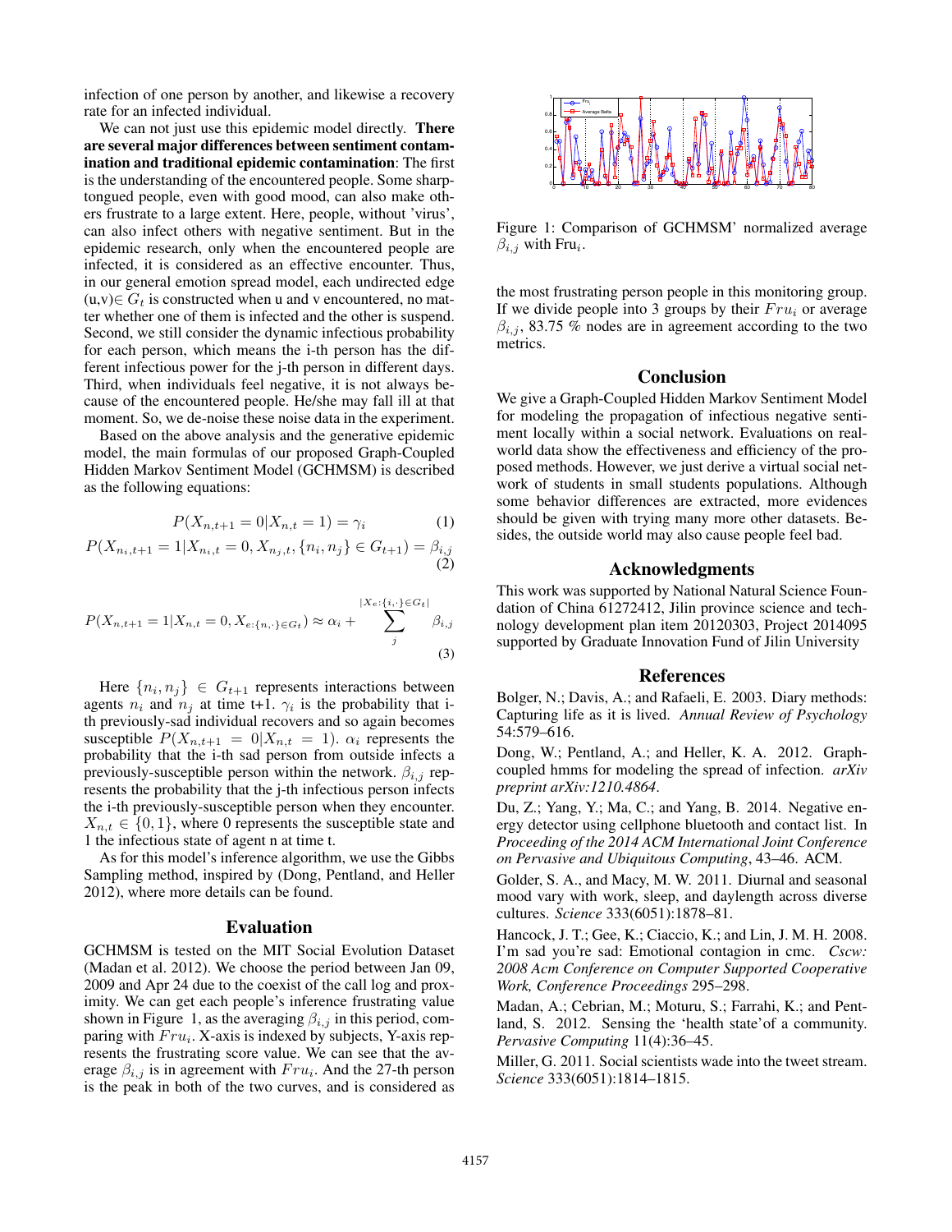infection of one person by another, and likewise a recovery rate for an infected individual.

We can not just use this epidemic model directly. **There are several major differences between sentiment contamination and traditional epidemic contamination**: The first is the understanding of the encountered people. Some sharp-tongued people, even with good mood, can also make others frustrate to a large extent. Here, people, without 'virus', can also infect others with negative sentiment. But in the epidemic research, only when the encountered people are infected, it is considered as an effective encounter. Thus, in our general emotion spread model, each undirected edge (u,v)$\in G_t$ is constructed when u and v encountered, no matter whether one of them is infected and the other is suspend. Second, we still consider the dynamic infectious probability for each person, which means the i-th person has the different infectious power for the j-th person in different days. Third, when individuals feel negative, it is not always because of the encountered people. He/she may fall ill at that moment. So, we de-noise these noise data in the experiment.

Based on the above analysis and the generative epidemic model, the main formulas of our proposed Graph-Coupled Hidden Markov Sentiment Model (GCHMSM) is described as the following equations:

$$P(X_{n,t+1} = 0|X_{n,t} = 1) = \gamma_i \quad (1)$$

$$P(X_{n_i,t+1} = 1|X_{n_i,t} = 0, X_{n_j,t}, \{n_i, n_j\} \in G_{t+1}) = \beta_{i,j} \quad (2)$$

$$P(X_{n,t+1} = 1|X_{n,t} = 0, X_{e:\{n,\cdot\}\in G_t}) \approx \alpha_i + \sum_{j}^{|X_{e:\{i,\cdot\}\in G_t}|} \beta_{i,j} \quad (3)$$

Here $\{n_i, n_j\} \in G_{t+1}$ represents interactions between agents $n_i$ and $n_j$ at time t+1. $\gamma_i$ is the probability that i-th previously-sad individual recovers and so again becomes susceptible $P(X_{n,t+1} = 0|X_{n,t} = 1)$. $\alpha_i$ represents the probability that the i-th sad person from outside infects a previously-susceptible person within the network. $\beta_{i,j}$ represents the probability that the j-th infectious person infects the i-th previously-susceptible person when they encounter. $X_{n,t} \in \{0, 1\}$, where 0 represents the susceptible state and 1 the infectious state of agent n at time t.

As for this model's inference algorithm, we use the Gibbs Sampling method, inspired by (Dong, Pentland, and Heller 2012), where more details can be found.

## Evaluation

GCHMSM is tested on the MIT Social Evolution Dataset (Madan et al. 2012). We choose the period between Jan 09, 2009 and Apr 24 due to the coexist of the call log and proximity. We can get each people's inference frustrating value shown in Figure 1, as the averaging $\beta_{i,j}$ in this period, comparing with $Fru_i$. X-axis is indexed by subjects, Y-axis represents the frustrating score value. We can see that the average $\beta_{i,j}$ is in agreement with $Fru_i$. And the 27-th person is the peak in both of the two curves, and is considered as the most frustrating person people in this monitoring group. If we divide people into 3 groups by their $Fru_i$ or average $\beta_{i,j}$, 83.75 % nodes are in agreement according to the two metrics.

Fru_i
Average Beta
0 10 20 30 40 50 60 70 80
0 0.2 0.4 0.6 0.8 1

Figure 1: Comparison of GCHMSM' normalized average $\beta_{i,j}$ with $\text{Fru}_i$.

## Conclusion

We give a Graph-Coupled Hidden Markov Sentiment Model for modeling the propagation of infectious negative sentiment locally within a social network. Evaluations on real-world data show the effectiveness and efficiency of the proposed methods. However, we just derive a virtual social network of students in small students populations. Although some behavior differences are extracted, more evidences should be given with trying many more other datasets. Besides, the outside world may also cause people feel bad.

## Acknowledgments

This work was supported by National Natural Science Foundation of China 61272412, Jilin province science and technology development plan item 20120303, Project 2014095 supported by Graduate Innovation Fund of Jilin University

## References

Bolger, N.; Davis, A.; and Rafaeli, E. 2003. Diary methods: Capturing life as it is lived. *Annual Review of Psychology* 54:579–616.

Dong, W.; Pentland, A.; and Heller, K. A. 2012. Graph-coupled hmms for modeling the spread of infection. *arXiv preprint arXiv:1210.4864*.

Du, Z.; Yang, Y.; Ma, C.; and Yang, B. 2014. Negative energy detector using cellphone bluetooth and contact list. In *Proceeding of the 2014 ACM International Joint Conference on Pervasive and Ubiquitous Computing*, 43–46. ACM.

Golder, S. A., and Macy, M. W. 2011. Diurnal and seasonal mood vary with work, sleep, and daylength across diverse cultures. *Science* 333(6051):1878–81.

Hancock, J. T.; Gee, K.; Ciaccio, K.; and Lin, J. M. H. 2008. I'm sad you're sad: Emotional contagion in cmc. *Cscw: 2008 Acm Conference on Computer Supported Cooperative Work, Conference Proceedings* 295–298.

Madan, A.; Cebrian, M.; Moturu, S.; Farrahi, K.; and Pentland, S. 2012. Sensing the 'health state'of a community. *Pervasive Computing* 11(4):36–45.

Miller, G. 2011. Social scientists wade into the tweet stream. *Science* 333(6051):1814–1815.